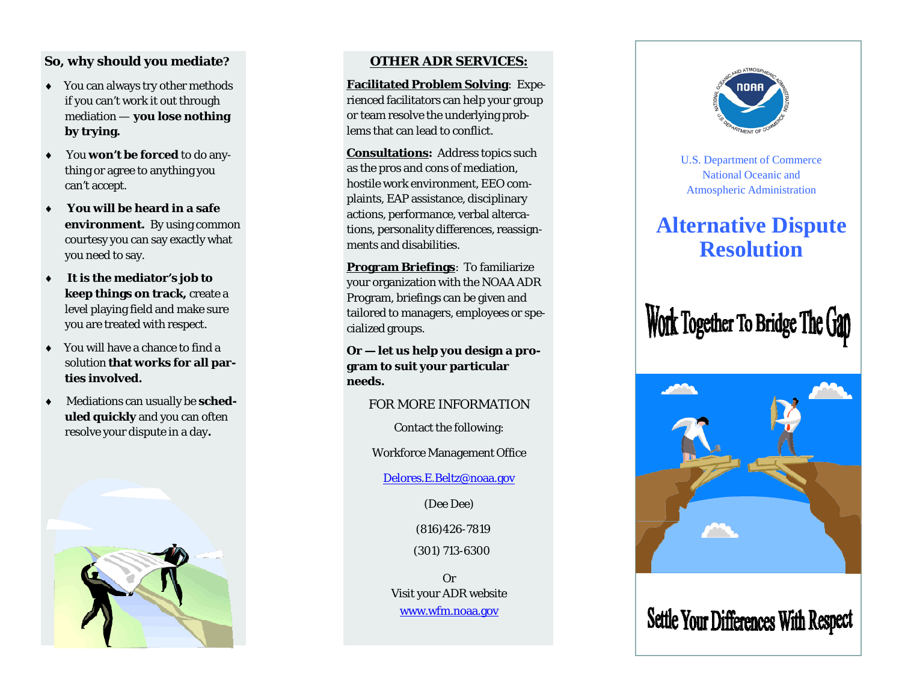## So, why should you mediate?

- You can always try other methods if you can't work it out through mediation — **you lose nothing by trying.**
- You **won't be forced** to do anything or agree to anything you can't accept.
- **You will be heard in a safe environment.** By using common courtesy you can say exactly what you need to say.
- **It is the mediator's job to keep things on track,** create a level playing field and make sure you are treated with respect.
- You will have a chance to find a solution **that works for all parties involved.**
- Mediations can usually be **scheduled quickly** and you can often resolve your dispute in a day**.**

## OTHER ADR SERVICES:

**Facilitated Problem Solving**: Experienced facilitators can help your group or team resolve the underlying problems that can lead to conflict.

**Consultations:** Address topics such as the pros and cons of mediation, hostile work environment, EEO complaints, EAP assistance, disciplinary actions, performance, verbal altercations, personality differences, reassignments and disabilities.

**Program Briefings**: To familiarize your organization with the NOAA ADR Program, briefings can be given and tailored to managers, employees or specialized groups.

**Or — let us help you design a program to suit your particular needs.**

FOR MORE INFORMATION

Contact the following:

Workforce Management Office

Delores.E.Beltz@noaa.gov

(Dee Dee)

(816)426-7819

(301) 713-6300

Or
Visit your ADR website
www.wfm.noaa.gov

U.S. Department of Commerce
National Oceanic and Atmospheric Administration

# Alternative Dispute Resolution

Work Together To Bridge The Gap

Settle Your Differences With Respect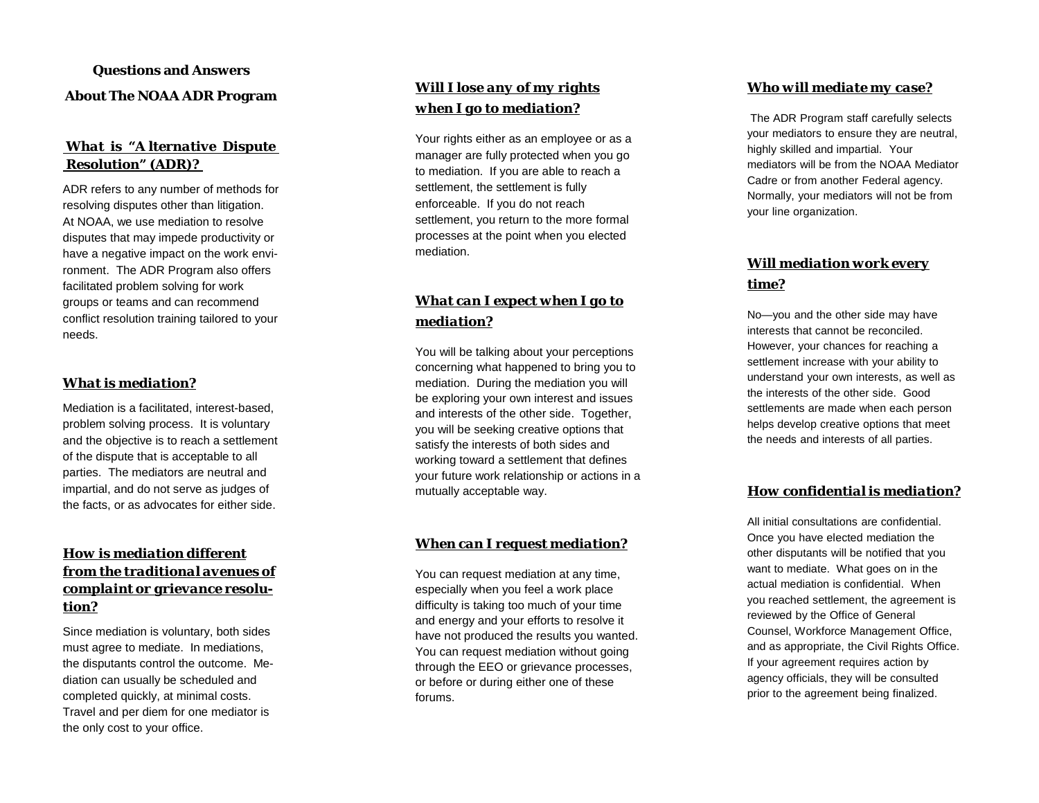**Questions and Answers**

**About The NOAA ADR Program**

## *What is "Alternative Dispute Resolution" (ADR)?*

ADR refers to any number of methods for resolving disputes other than litigation. At NOAA, we use mediation to resolve disputes that may impede productivity or have a negative impact on the work environment. The ADR Program also offers facilitated problem solving for work groups or teams and can recommend conflict resolution training tailored to your needs.

## *What is mediation?*

Mediation is a facilitated, interest-based, problem solving process. It is voluntary and the objective is to reach a settlement of the dispute that is acceptable to all parties. The mediators are neutral and impartial, and do not serve as judges of the facts, or as advocates for either side.

## *How is mediation different from the traditional avenues of complaint or grievance resolution?*

Since mediation is voluntary, both sides must agree to mediate. In mediations, the disputants control the outcome. Mediation can usually be scheduled and completed quickly, at minimal costs. Travel and per diem for one mediator is the only cost to your office.

## *Will I lose any of my rights when I go to mediation?*

Your rights either as an employee or as a manager are fully protected when you go to mediation. If you are able to reach a settlement, the settlement is fully enforceable. If you do not reach settlement, you return to the more formal processes at the point when you elected mediation.

## *What can I expect when I go to mediation?*

You will be talking about your perceptions concerning what happened to bring you to mediation. During the mediation you will be exploring your own interest and issues and interests of the other side. Together, you will be seeking creative options that satisfy the interests of both sides and working toward a settlement that defines your future work relationship or actions in a mutually acceptable way.

## *When can I request mediation?*

You can request mediation at any time, especially when you feel a work place difficulty is taking too much of your time and energy and your efforts to resolve it have not produced the results you wanted. You can request mediation without going through the EEO or grievance processes, or before or during either one of these forums.

## *Who will mediate my case?*

The ADR Program staff carefully selects your mediators to ensure they are neutral, highly skilled and impartial. Your mediators will be from the NOAA Mediator Cadre or from another Federal agency. Normally, your mediators will not be from your line organization.

## *Will mediation work every time?*

No—you and the other side may have interests that cannot be reconciled. However, your chances for reaching a settlement increase with your ability to understand your own interests, as well as the interests of the other side. Good settlements are made when each person helps develop creative options that meet the needs and interests of all parties.

## *How confidential is mediation?*

All initial consultations are confidential. Once you have elected mediation the other disputants will be notified that you want to mediate. What goes on in the actual mediation is confidential. When you reached settlement, the agreement is reviewed by the Office of General Counsel, Workforce Management Office, and as appropriate, the Civil Rights Office. If your agreement requires action by agency officials, they will be consulted prior to the agreement being finalized.